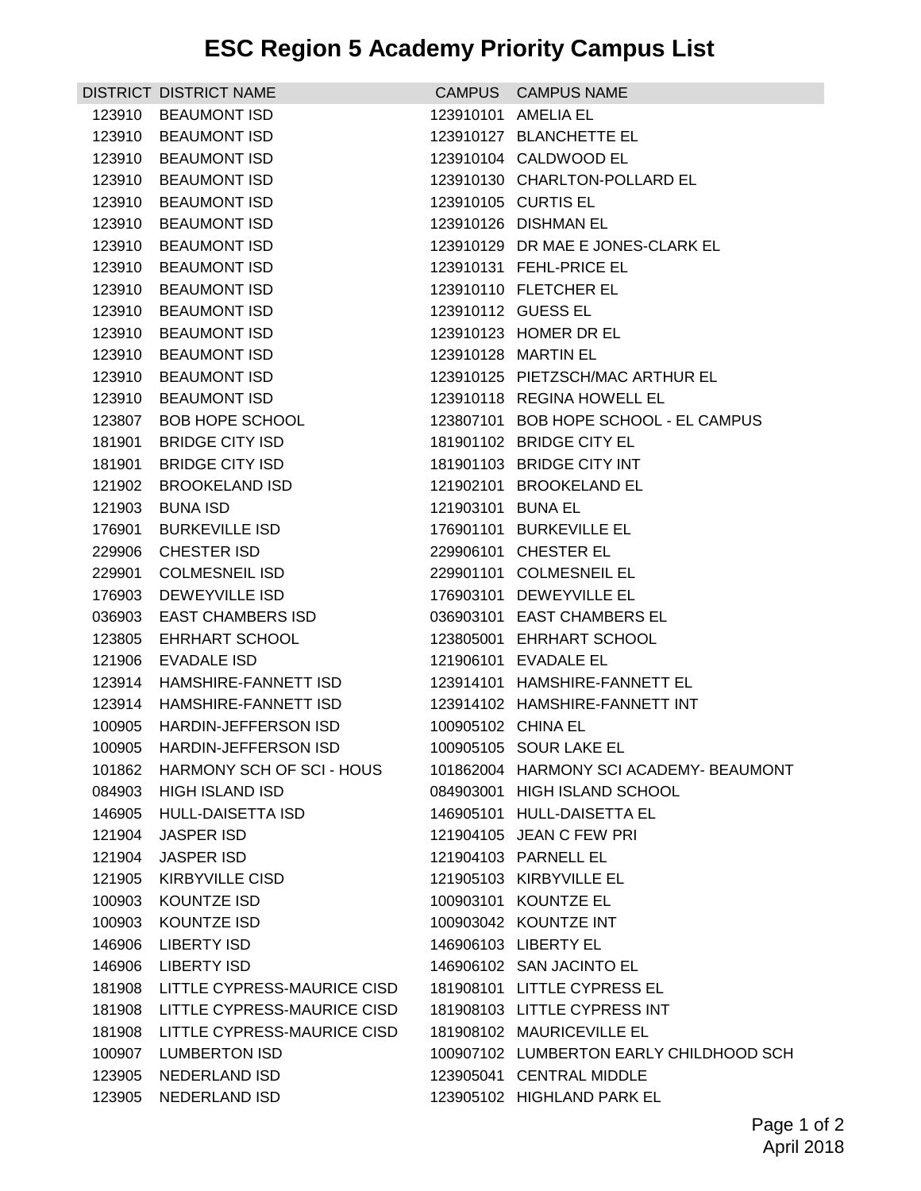# ESC Region 5 Academy Priority Campus List

| DISTRICT | DISTRICT NAME | CAMPUS | CAMPUS NAME |
|---|---|---|---|
| 123910 | BEAUMONT ISD | 123910101 | AMELIA EL |
| 123910 | BEAUMONT ISD | 123910127 | BLANCHETTE EL |
| 123910 | BEAUMONT ISD | 123910104 | CALDWOOD EL |
| 123910 | BEAUMONT ISD | 123910130 | CHARLTON-POLLARD EL |
| 123910 | BEAUMONT ISD | 123910105 | CURTIS EL |
| 123910 | BEAUMONT ISD | 123910126 | DISHMAN EL |
| 123910 | BEAUMONT ISD | 123910129 | DR MAE E JONES-CLARK EL |
| 123910 | BEAUMONT ISD | 123910131 | FEHL-PRICE EL |
| 123910 | BEAUMONT ISD | 123910110 | FLETCHER EL |
| 123910 | BEAUMONT ISD | 123910112 | GUESS EL |
| 123910 | BEAUMONT ISD | 123910123 | HOMER DR EL |
| 123910 | BEAUMONT ISD | 123910128 | MARTIN EL |
| 123910 | BEAUMONT ISD | 123910125 | PIETZSCH/MAC ARTHUR EL |
| 123910 | BEAUMONT ISD | 123910118 | REGINA HOWELL EL |
| 123807 | BOB HOPE SCHOOL | 123807101 | BOB HOPE SCHOOL - EL CAMPUS |
| 181901 | BRIDGE CITY ISD | 181901102 | BRIDGE CITY EL |
| 181901 | BRIDGE CITY ISD | 181901103 | BRIDGE CITY INT |
| 121902 | BROOKELAND ISD | 121902101 | BROOKELAND EL |
| 121903 | BUNA ISD | 121903101 | BUNA EL |
| 176901 | BURKEVILLE ISD | 176901101 | BURKEVILLE EL |
| 229906 | CHESTER ISD | 229906101 | CHESTER EL |
| 229901 | COLMESNEIL ISD | 229901101 | COLMESNEIL EL |
| 176903 | DEWEYVILLE ISD | 176903101 | DEWEYVILLE EL |
| 036903 | EAST CHAMBERS ISD | 036903101 | EAST CHAMBERS EL |
| 123805 | EHRHART SCHOOL | 123805001 | EHRHART SCHOOL |
| 121906 | EVADALE ISD | 121906101 | EVADALE EL |
| 123914 | HAMSHIRE-FANNETT ISD | 123914101 | HAMSHIRE-FANNETT EL |
| 123914 | HAMSHIRE-FANNETT ISD | 123914102 | HAMSHIRE-FANNETT INT |
| 100905 | HARDIN-JEFFERSON ISD | 100905102 | CHINA EL |
| 100905 | HARDIN-JEFFERSON ISD | 100905105 | SOUR LAKE EL |
| 101862 | HARMONY SCH OF SCI - HOUS | 101862004 | HARMONY SCI ACADEMY- BEAUMONT |
| 084903 | HIGH ISLAND ISD | 084903001 | HIGH ISLAND SCHOOL |
| 146905 | HULL-DAISETTA ISD | 146905101 | HULL-DAISETTA EL |
| 121904 | JASPER ISD | 121904105 | JEAN C FEW PRI |
| 121904 | JASPER ISD | 121904103 | PARNELL EL |
| 121905 | KIRBYVILLE CISD | 121905103 | KIRBYVILLE EL |
| 100903 | KOUNTZE ISD | 100903101 | KOUNTZE EL |
| 100903 | KOUNTZE ISD | 100903042 | KOUNTZE INT |
| 146906 | LIBERTY ISD | 146906103 | LIBERTY EL |
| 146906 | LIBERTY ISD | 146906102 | SAN JACINTO EL |
| 181908 | LITTLE CYPRESS-MAURICE CISD | 181908101 | LITTLE CYPRESS EL |
| 181908 | LITTLE CYPRESS-MAURICE CISD | 181908103 | LITTLE CYPRESS INT |
| 181908 | LITTLE CYPRESS-MAURICE CISD | 181908102 | MAURICEVILLE EL |
| 100907 | LUMBERTON ISD | 100907102 | LUMBERTON EARLY CHILDHOOD SCH |
| 123905 | NEDERLAND ISD | 123905041 | CENTRAL MIDDLE |
| 123905 | NEDERLAND ISD | 123905102 | HIGHLAND PARK EL |

April 2018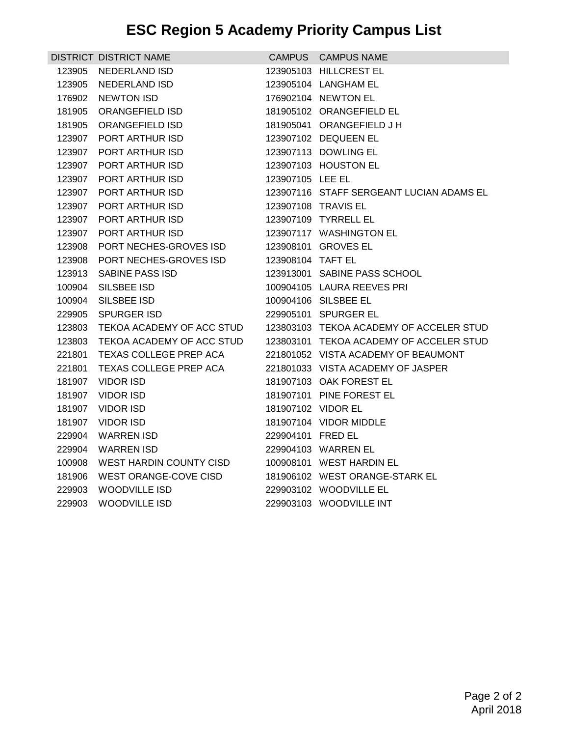# ESC Region 5 Academy Priority Campus List

| DISTRICT | DISTRICT NAME | CAMPUS | CAMPUS NAME |
|---|---|---|---|
| 123905 | NEDERLAND ISD | 123905103 | HILLCREST EL |
| 123905 | NEDERLAND ISD | 123905104 | LANGHAM EL |
| 176902 | NEWTON ISD | 176902104 | NEWTON EL |
| 181905 | ORANGEFIELD ISD | 181905102 | ORANGEFIELD EL |
| 181905 | ORANGEFIELD ISD | 181905041 | ORANGEFIELD J H |
| 123907 | PORT ARTHUR ISD | 123907102 | DEQUEEN EL |
| 123907 | PORT ARTHUR ISD | 123907113 | DOWLING EL |
| 123907 | PORT ARTHUR ISD | 123907103 | HOUSTON EL |
| 123907 | PORT ARTHUR ISD | 123907105 | LEE EL |
| 123907 | PORT ARTHUR ISD | 123907116 | STAFF SERGEANT LUCIAN ADAMS EL |
| 123907 | PORT ARTHUR ISD | 123907108 | TRAVIS EL |
| 123907 | PORT ARTHUR ISD | 123907109 | TYRRELL EL |
| 123907 | PORT ARTHUR ISD | 123907117 | WASHINGTON EL |
| 123908 | PORT NECHES-GROVES ISD | 123908101 | GROVES EL |
| 123908 | PORT NECHES-GROVES ISD | 123908104 | TAFT EL |
| 123913 | SABINE PASS ISD | 123913001 | SABINE PASS SCHOOL |
| 100904 | SILSBEE ISD | 100904105 | LAURA REEVES PRI |
| 100904 | SILSBEE ISD | 100904106 | SILSBEE EL |
| 229905 | SPURGER ISD | 229905101 | SPURGER EL |
| 123803 | TEKOA ACADEMY OF ACC STUD | 123803103 | TEKOA ACADEMY OF ACCELER STUD |
| 123803 | TEKOA ACADEMY OF ACC STUD | 123803101 | TEKOA ACADEMY OF ACCELER STUD |
| 221801 | TEXAS COLLEGE PREP ACA | 221801052 | VISTA ACADEMY OF BEAUMONT |
| 221801 | TEXAS COLLEGE PREP ACA | 221801033 | VISTA ACADEMY OF JASPER |
| 181907 | VIDOR ISD | 181907103 | OAK FOREST EL |
| 181907 | VIDOR ISD | 181907101 | PINE FOREST EL |
| 181907 | VIDOR ISD | 181907102 | VIDOR EL |
| 181907 | VIDOR ISD | 181907104 | VIDOR MIDDLE |
| 229904 | WARREN ISD | 229904101 | FRED EL |
| 229904 | WARREN ISD | 229904103 | WARREN EL |
| 100908 | WEST HARDIN COUNTY CISD | 100908101 | WEST HARDIN EL |
| 181906 | WEST ORANGE-COVE CISD | 181906102 | WEST ORANGE-STARK EL |
| 229903 | WOODVILLE ISD | 229903102 | WOODVILLE EL |
| 229903 | WOODVILLE ISD | 229903103 | WOODVILLE INT |

April 2018